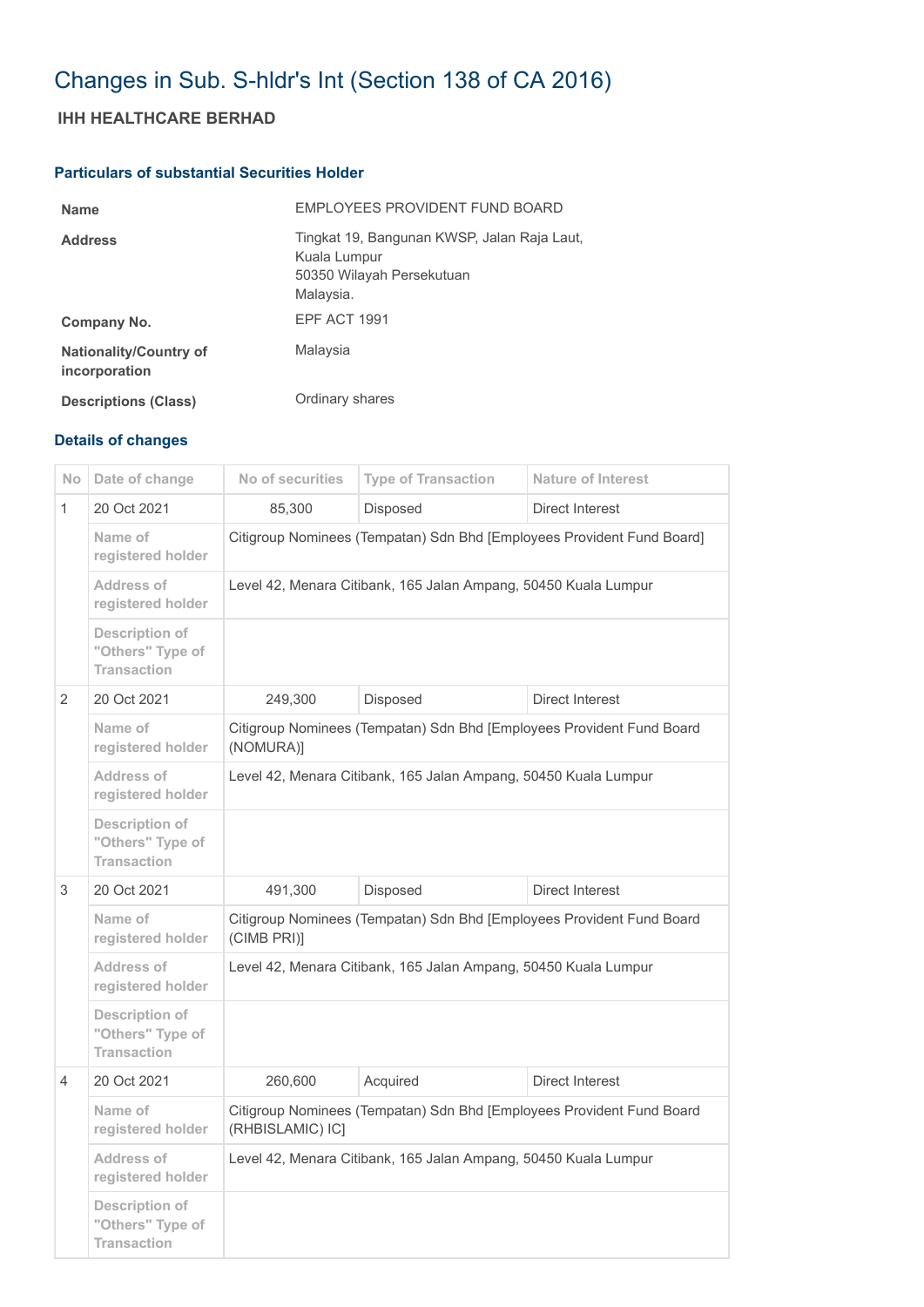# Changes in Sub. S-hldr's Int (Section 138 of CA 2016)

## IHH HEALTHCARE BERHAD

### Particulars of substantial Securities Holder

| | |
|---|---|
| **Name** | EMPLOYEES PROVIDENT FUND BOARD |
| **Address** | Tingkat 19, Bangunan KWSP, Jalan Raja Laut, Kuala Lumpur 50350 Wilayah Persekutuan Malaysia. |
| **Company No.** | EPF ACT 1991 |
| **Nationality/Country of incorporation** | Malaysia |
| **Descriptions (Class)** | Ordinary shares |

### Details of changes

| No | Date of change | No of securities | Type of Transaction | Nature of Interest |
|---|---|---|---|---|
| 1 | 20 Oct 2021 | 85,300 | Disposed | Direct Interest |
| | Name of registered holder | Citigroup Nominees (Tempatan) Sdn Bhd [Employees Provident Fund Board] | | |
| | Address of registered holder | Level 42, Menara Citibank, 165 Jalan Ampang, 50450 Kuala Lumpur | | |
| | Description of "Others" Type of Transaction | | | |
| 2 | 20 Oct 2021 | 249,300 | Disposed | Direct Interest |
| | Name of registered holder | Citigroup Nominees (Tempatan) Sdn Bhd [Employees Provident Fund Board (NOMURA)] | | |
| | Address of registered holder | Level 42, Menara Citibank, 165 Jalan Ampang, 50450 Kuala Lumpur | | |
| | Description of "Others" Type of Transaction | | | |
| 3 | 20 Oct 2021 | 491,300 | Disposed | Direct Interest |
| | Name of registered holder | Citigroup Nominees (Tempatan) Sdn Bhd [Employees Provident Fund Board (CIMB PRI)] | | |
| | Address of registered holder | Level 42, Menara Citibank, 165 Jalan Ampang, 50450 Kuala Lumpur | | |
| | Description of "Others" Type of Transaction | | | |
| 4 | 20 Oct 2021 | 260,600 | Acquired | Direct Interest |
| | Name of registered holder | Citigroup Nominees (Tempatan) Sdn Bhd [Employees Provident Fund Board (RHBISLAMIC) IC] | | |
| | Address of registered holder | Level 42, Menara Citibank, 165 Jalan Ampang, 50450 Kuala Lumpur | | |
| | Description of "Others" Type of Transaction | | | |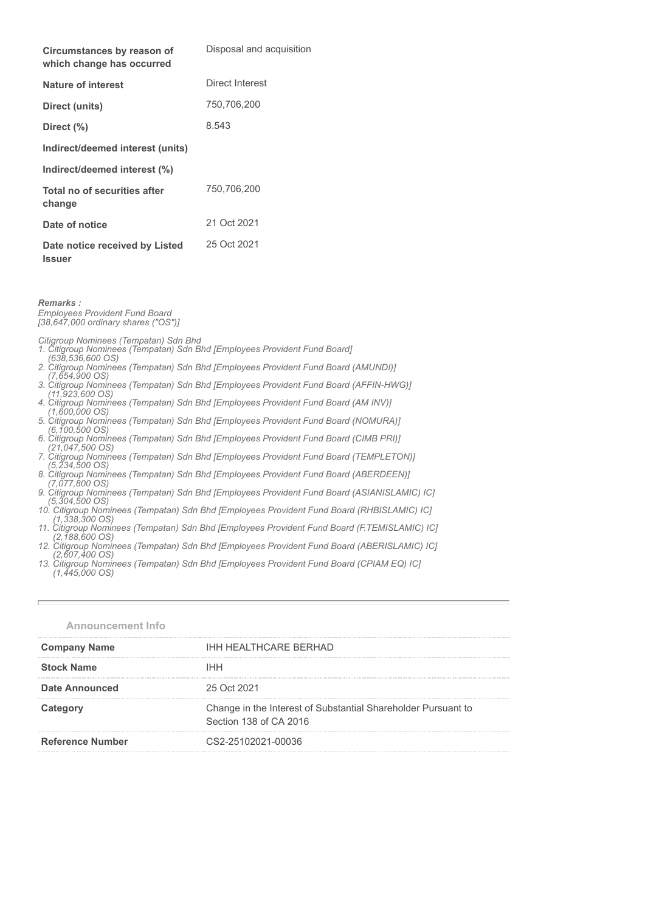| | |
|---|---|
| **Circumstances by reason of which change has occurred** | Disposal and acquisition |
| **Nature of interest** | Direct Interest |
| **Direct (units)** | 750,706,200 |
| **Direct (%)** | 8.543 |
| **Indirect/deemed interest (units)** | |
| **Indirect/deemed interest (%)** | |
| **Total no of securities after change** | 750,706,200 |
| **Date of notice** | 21 Oct 2021 |
| **Date notice received by Listed Issuer** | 25 Oct 2021 |

***Remarks :***
*Employees Provident Fund Board*
*[38,647,000 ordinary shares ("OS")]*

*Citigroup Nominees (Tempatan) Sdn Bhd*
1. *Citigroup Nominees (Tempatan) Sdn Bhd [Employees Provident Fund Board] (638,536,600 OS)*
2. *Citigroup Nominees (Tempatan) Sdn Bhd [Employees Provident Fund Board (AMUNDI)] (7,654,900 OS)*
3. *Citigroup Nominees (Tempatan) Sdn Bhd [Employees Provident Fund Board (AFFIN-HWG)] (11,923,600 OS)*
4. *Citigroup Nominees (Tempatan) Sdn Bhd [Employees Provident Fund Board (AM INV)] (1,600,000 OS)*
5. *Citigroup Nominees (Tempatan) Sdn Bhd [Employees Provident Fund Board (NOMURA)] (6,100,500 OS)*
6. *Citigroup Nominees (Tempatan) Sdn Bhd [Employees Provident Fund Board (CIMB PRI)] (21,047,500 OS)*
7. *Citigroup Nominees (Tempatan) Sdn Bhd [Employees Provident Fund Board (TEMPLETON)] (5,234,500 OS)*
8. *Citigroup Nominees (Tempatan) Sdn Bhd [Employees Provident Fund Board (ABERDEEN)] (7,077,800 OS)*
9. *Citigroup Nominees (Tempatan) Sdn Bhd [Employees Provident Fund Board (ASIANISLAMIC) IC] (5,304,500 OS)*
10. *Citigroup Nominees (Tempatan) Sdn Bhd [Employees Provident Fund Board (RHBISLAMIC) IC] (1,338,300 OS)*
11. *Citigroup Nominees (Tempatan) Sdn Bhd [Employees Provident Fund Board (F.TEMISLAMIC) IC] (2,188,600 OS)*
12. *Citigroup Nominees (Tempatan) Sdn Bhd [Employees Provident Fund Board (ABERISLAMIC) IC] (2,607,400 OS)*
13. *Citigroup Nominees (Tempatan) Sdn Bhd [Employees Provident Fund Board (CPIAM EQ) IC] (1,445,000 OS)*

### Announcement Info

| | |
|---|---|
| **Company Name** | IHH HEALTHCARE BERHAD |
| **Stock Name** | IHH |
| **Date Announced** | 25 Oct 2021 |
| **Category** | Change in the Interest of Substantial Shareholder Pursuant to Section 138 of CA 2016 |
| **Reference Number** | CS2-25102021-00036 |